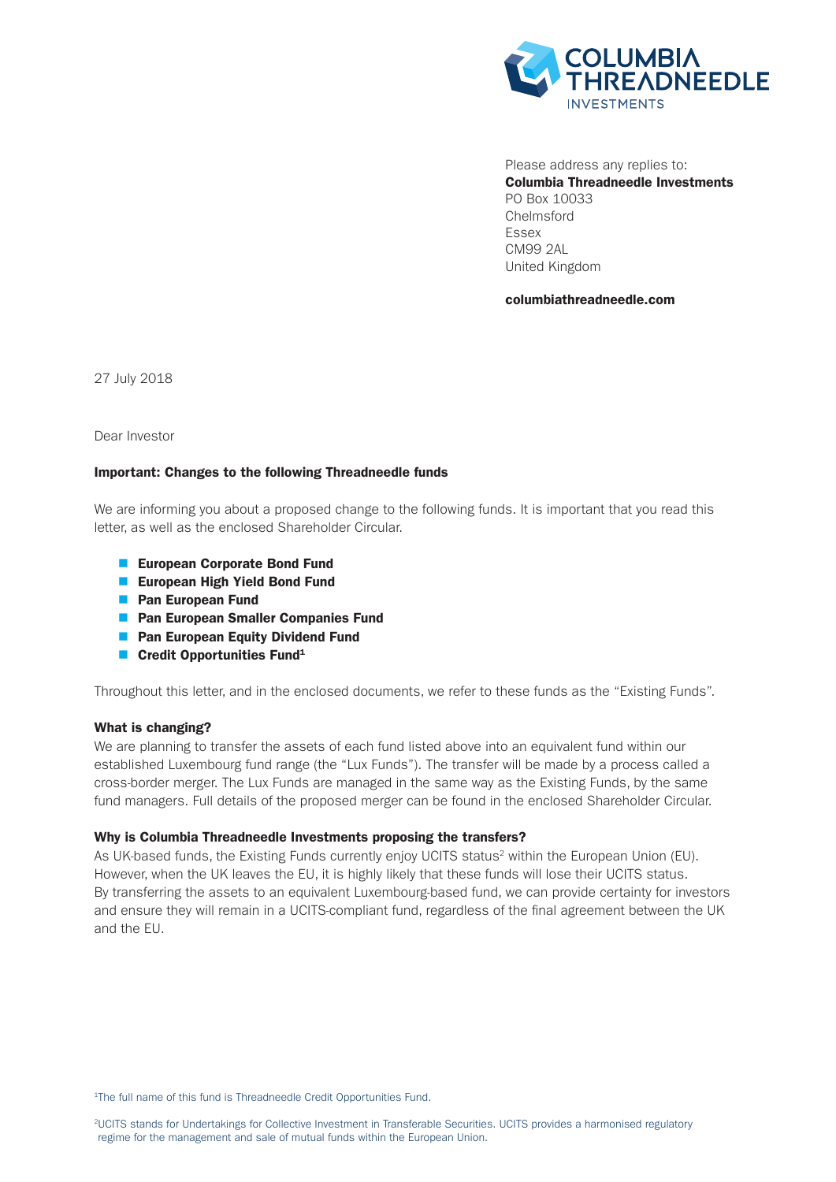Please address any replies to:
**Columbia Threadneedle Investments**
PO Box 10033
Chelmsford
Essex
CM99 2AL
United Kingdom

**columbiathreadneedle.com**

27 July 2018

Dear Investor

**Important: Changes to the following Threadneedle funds**

We are informing you about a proposed change to the following funds. It is important that you read this letter, as well as the enclosed Shareholder Circular.

- **European Corporate Bond Fund**
- **European High Yield Bond Fund**
- **Pan European Fund**
- **Pan European Smaller Companies Fund**
- **Pan European Equity Dividend Fund**
- **Credit Opportunities Fund**[1]

Throughout this letter, and in the enclosed documents, we refer to these funds as the "Existing Funds".

**What is changing?**

We are planning to transfer the assets of each fund listed above into an equivalent fund within our established Luxembourg fund range (the "Lux Funds"). The transfer will be made by a process called a cross-border merger. The Lux Funds are managed in the same way as the Existing Funds, by the same fund managers. Full details of the proposed merger can be found in the enclosed Shareholder Circular.

**Why is Columbia Threadneedle Investments proposing the transfers?**

As UK-based funds, the Existing Funds currently enjoy UCITS status[2] within the European Union (EU). However, when the UK leaves the EU, it is highly likely that these funds will lose their UCITS status. By transferring the assets to an equivalent Luxembourg-based fund, we can provide certainty for investors and ensure they will remain in a UCITS-compliant fund, regardless of the final agreement between the UK and the EU.

[1]The full name of this fund is Threadneedle Credit Opportunities Fund.

[2]UCITS stands for Undertakings for Collective Investment in Transferable Securities. UCITS provides a harmonised regulatory regime for the management and sale of mutual funds within the European Union.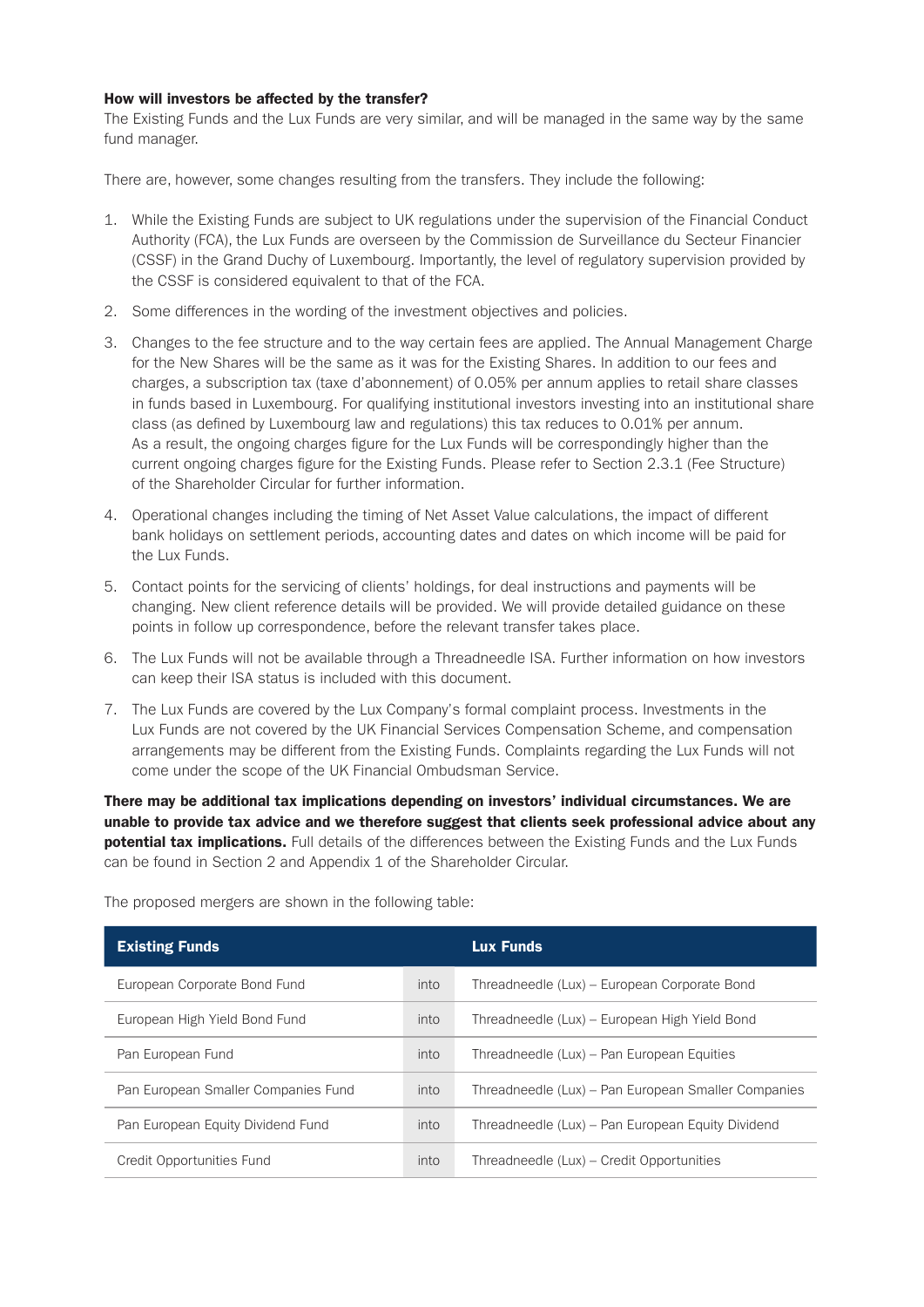**How will investors be affected by the transfer?**

The Existing Funds and the Lux Funds are very similar, and will be managed in the same way by the same fund manager.

There are, however, some changes resulting from the transfers. They include the following:

1. While the Existing Funds are subject to UK regulations under the supervision of the Financial Conduct Authority (FCA), the Lux Funds are overseen by the Commission de Surveillance du Secteur Financier (CSSF) in the Grand Duchy of Luxembourg. Importantly, the level of regulatory supervision provided by the CSSF is considered equivalent to that of the FCA.
2. Some differences in the wording of the investment objectives and policies.
3. Changes to the fee structure and to the way certain fees are applied. The Annual Management Charge for the New Shares will be the same as it was for the Existing Shares. In addition to our fees and charges, a subscription tax (taxe d'abonnement) of 0.05% per annum applies to retail share classes in funds based in Luxembourg. For qualifying institutional investors investing into an institutional share class (as defined by Luxembourg law and regulations) this tax reduces to 0.01% per annum. As a result, the ongoing charges figure for the Lux Funds will be correspondingly higher than the current ongoing charges figure for the Existing Funds. Please refer to Section 2.3.1 (Fee Structure) of the Shareholder Circular for further information.
4. Operational changes including the timing of Net Asset Value calculations, the impact of different bank holidays on settlement periods, accounting dates and dates on which income will be paid for the Lux Funds.
5. Contact points for the servicing of clients' holdings, for deal instructions and payments will be changing. New client reference details will be provided. We will provide detailed guidance on these points in follow up correspondence, before the relevant transfer takes place.
6. The Lux Funds will not be available through a Threadneedle ISA. Further information on how investors can keep their ISA status is included with this document.
7. The Lux Funds are covered by the Lux Company's formal complaint process. Investments in the Lux Funds are not covered by the UK Financial Services Compensation Scheme, and compensation arrangements may be different from the Existing Funds. Complaints regarding the Lux Funds will not come under the scope of the UK Financial Ombudsman Service.

**There may be additional tax implications depending on investors' individual circumstances. We are unable to provide tax advice and we therefore suggest that clients seek professional advice about any potential tax implications.** Full details of the differences between the Existing Funds and the Lux Funds can be found in Section 2 and Appendix 1 of the Shareholder Circular.

The proposed mergers are shown in the following table:

| Existing Funds | | Lux Funds |
|---|---|---|
| European Corporate Bond Fund | into | Threadneedle (Lux) – European Corporate Bond |
| European High Yield Bond Fund | into | Threadneedle (Lux) – European High Yield Bond |
| Pan European Fund | into | Threadneedle (Lux) – Pan European Equities |
| Pan European Smaller Companies Fund | into | Threadneedle (Lux) – Pan European Smaller Companies |
| Pan European Equity Dividend Fund | into | Threadneedle (Lux) – Pan European Equity Dividend |
| Credit Opportunities Fund | into | Threadneedle (Lux) – Credit Opportunities |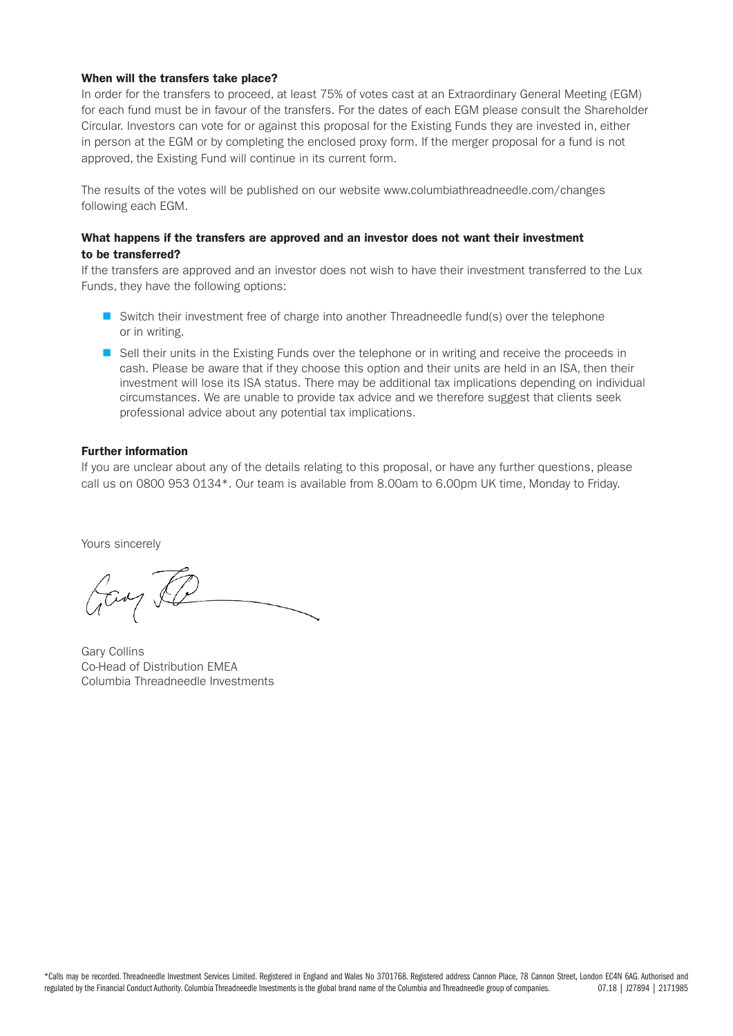### When will the transfers take place?

In order for the transfers to proceed, at least 75% of votes cast at an Extraordinary General Meeting (EGM) for each fund must be in favour of the transfers. For the dates of each EGM please consult the Shareholder Circular. Investors can vote for or against this proposal for the Existing Funds they are invested in, either in person at the EGM or by completing the enclosed proxy form. If the merger proposal for a fund is not approved, the Existing Fund will continue in its current form.

The results of the votes will be published on our website www.columbiathreadneedle.com/changes following each EGM.

### What happens if the transfers are approved and an investor does not want their investment to be transferred?

If the transfers are approved and an investor does not wish to have their investment transferred to the Lux Funds, they have the following options:

- Switch their investment free of charge into another Threadneedle fund(s) over the telephone or in writing.
- Sell their units in the Existing Funds over the telephone or in writing and receive the proceeds in cash. Please be aware that if they choose this option and their units are held in an ISA, then their investment will lose its ISA status. There may be additional tax implications depending on individual circumstances. We are unable to provide tax advice and we therefore suggest that clients seek professional advice about any potential tax implications.

### Further information

If you are unclear about any of the details relating to this proposal, or have any further questions, please call us on 0800 953 0134*. Our team is available from 8.00am to 6.00pm UK time, Monday to Friday.

Yours sincerely

Gary Collins
Co-Head of Distribution EMEA
Columbia Threadneedle Investments

*Calls may be recorded. Threadneedle Investment Services Limited. Registered in England and Wales No 3701768. Registered address Cannon Place, 78 Cannon Street, London EC4N 6AG. Authorised and regulated by the Financial Conduct Authority. Columbia Threadneedle Investments is the global brand name of the Columbia and Threadneedle group of companies. 07.18 | J27894 | 2171985